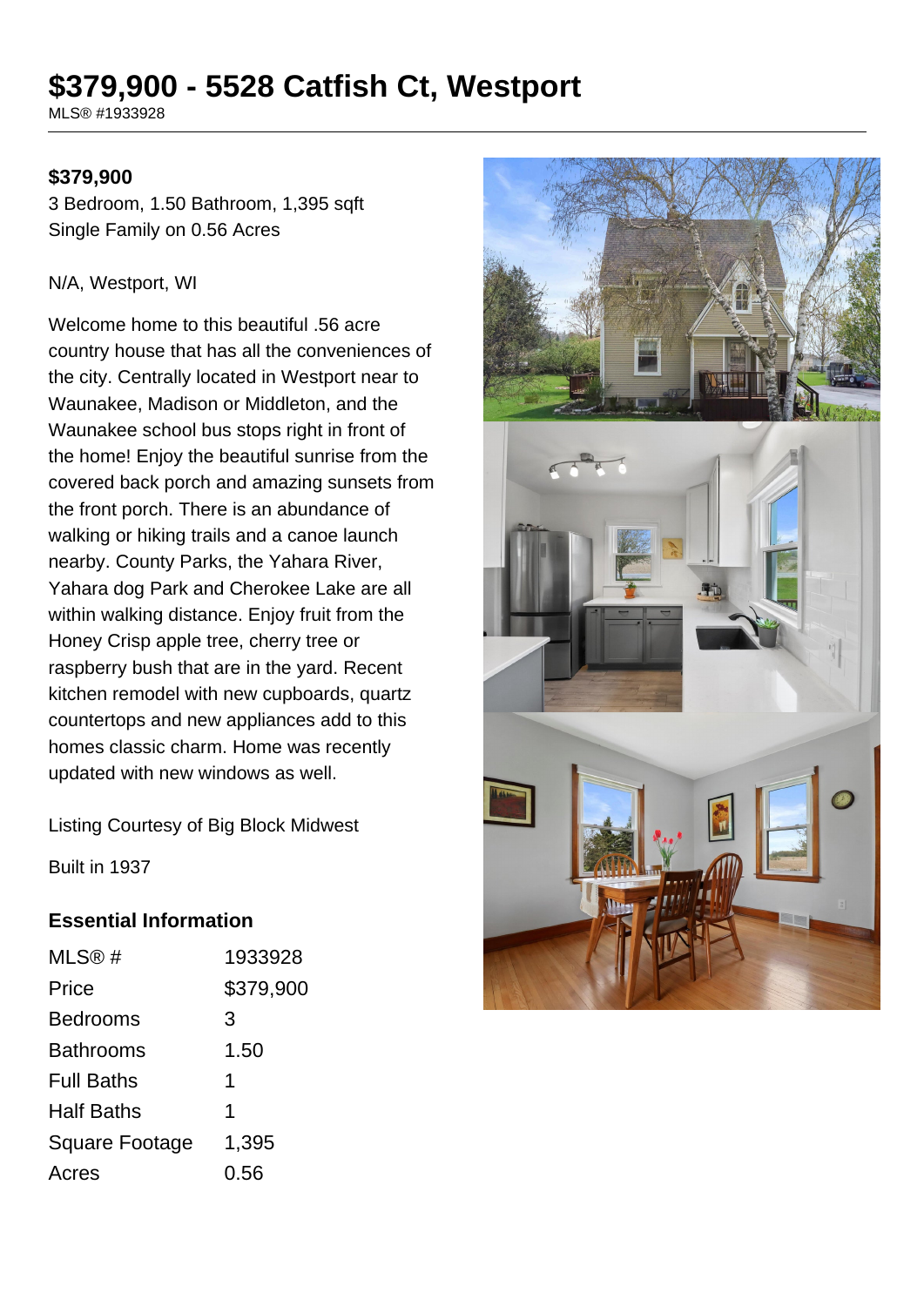# $379,900 - 5528 Catfish Ct, Westport

MLS® #1933928

**$379,900**

3 Bedroom, 1.50 Bathroom, 1,395 sqft
Single Family on 0.56 Acres

N/A, Westport, WI

Welcome home to this beautiful .56 acre country house that has all the conveniences of the city. Centrally located in Westport near to Waunakee, Madison or Middleton, and the Waunakee school bus stops right in front of the home! Enjoy the beautiful sunrise from the covered back porch and amazing sunsets from the front porch. There is an abundance of walking or hiking trails and a canoe launch nearby. County Parks, the Yahara River, Yahara dog Park and Cherokee Lake are all within walking distance. Enjoy fruit from the Honey Crisp apple tree, cherry tree or raspberry bush that are in the yard. Recent kitchen remodel with new cupboards, quartz countertops and new appliances add to this homes classic charm. Home was recently updated with new windows as well.

Listing Courtesy of Big Block Midwest

Built in 1937

### Essential Information

| | |
|---|---|
| MLS® # | 1933928 |
| Price | $379,900 |
| Bedrooms | 3 |
| Bathrooms | 1.50 |
| Full Baths | 1 |
| Half Baths | 1 |
| Square Footage | 1,395 |
| Acres | 0.56 |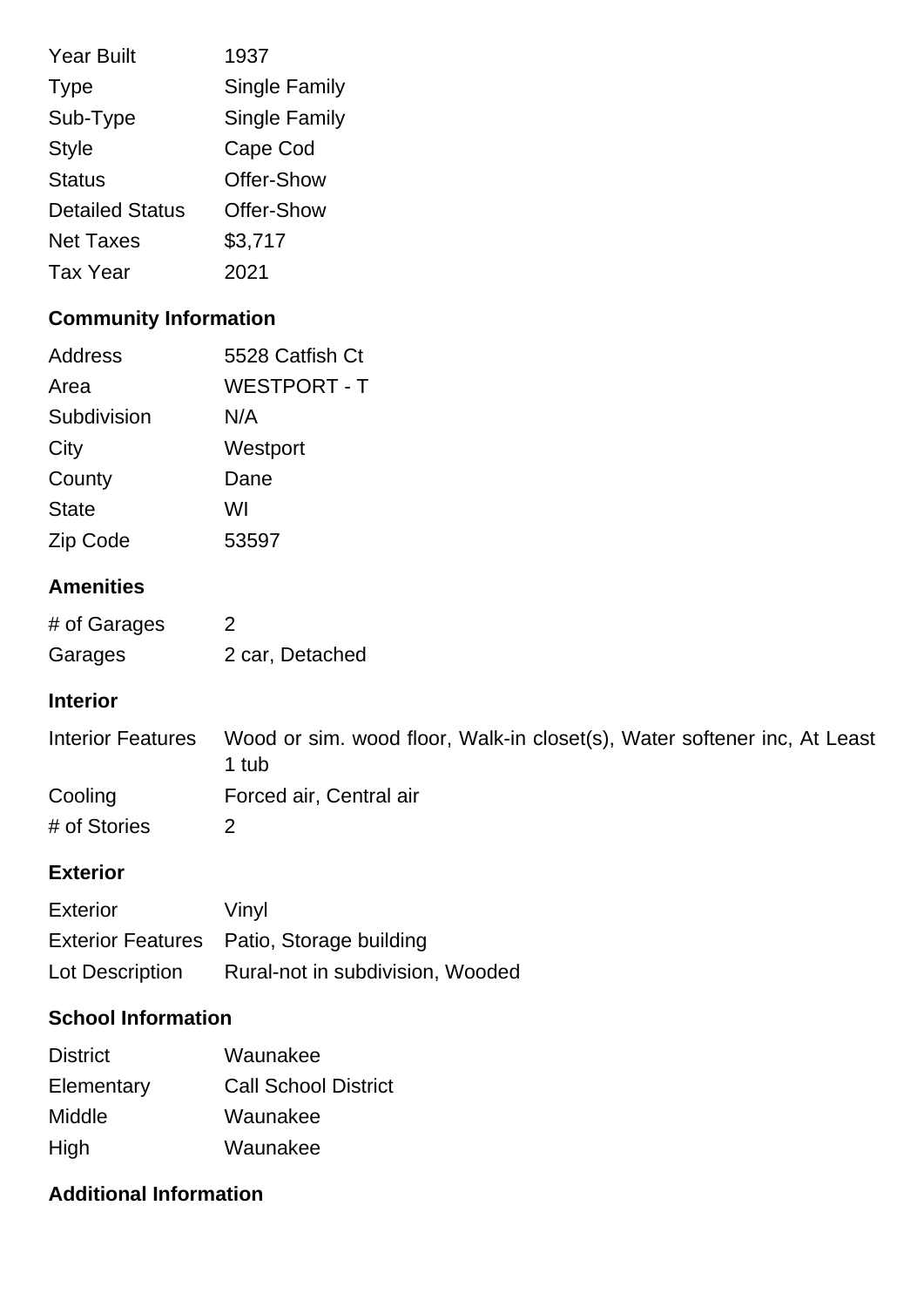| | |
|---|---|
| Year Built | 1937 |
| Type | Single Family |
| Sub-Type | Single Family |
| Style | Cape Cod |
| Status | Offer-Show |
| Detailed Status | Offer-Show |
| Net Taxes | $3,717 |
| Tax Year | 2021 |

## Community Information

| | |
|---|---|
| Address | 5528 Catfish Ct |
| Area | WESTPORT - T |
| Subdivision | N/A |
| City | Westport |
| County | Dane |
| State | WI |
| Zip Code | 53597 |

## Amenities

| | |
|---|---|
| # of Garages | 2 |
| Garages | 2 car, Detached |

## Interior

| | |
|---|---|
| Interior Features | Wood or sim. wood floor, Walk-in closet(s), Water softener inc, At Least 1 tub |
| Cooling | Forced air, Central air |
| # of Stories | 2 |

## Exterior

| | |
|---|---|
| Exterior | Vinyl |
| Exterior Features | Patio, Storage building |
| Lot Description | Rural-not in subdivision, Wooded |

## School Information

| | |
|---|---|
| District | Waunakee |
| Elementary | Call School District |
| Middle | Waunakee |
| High | Waunakee |

## Additional Information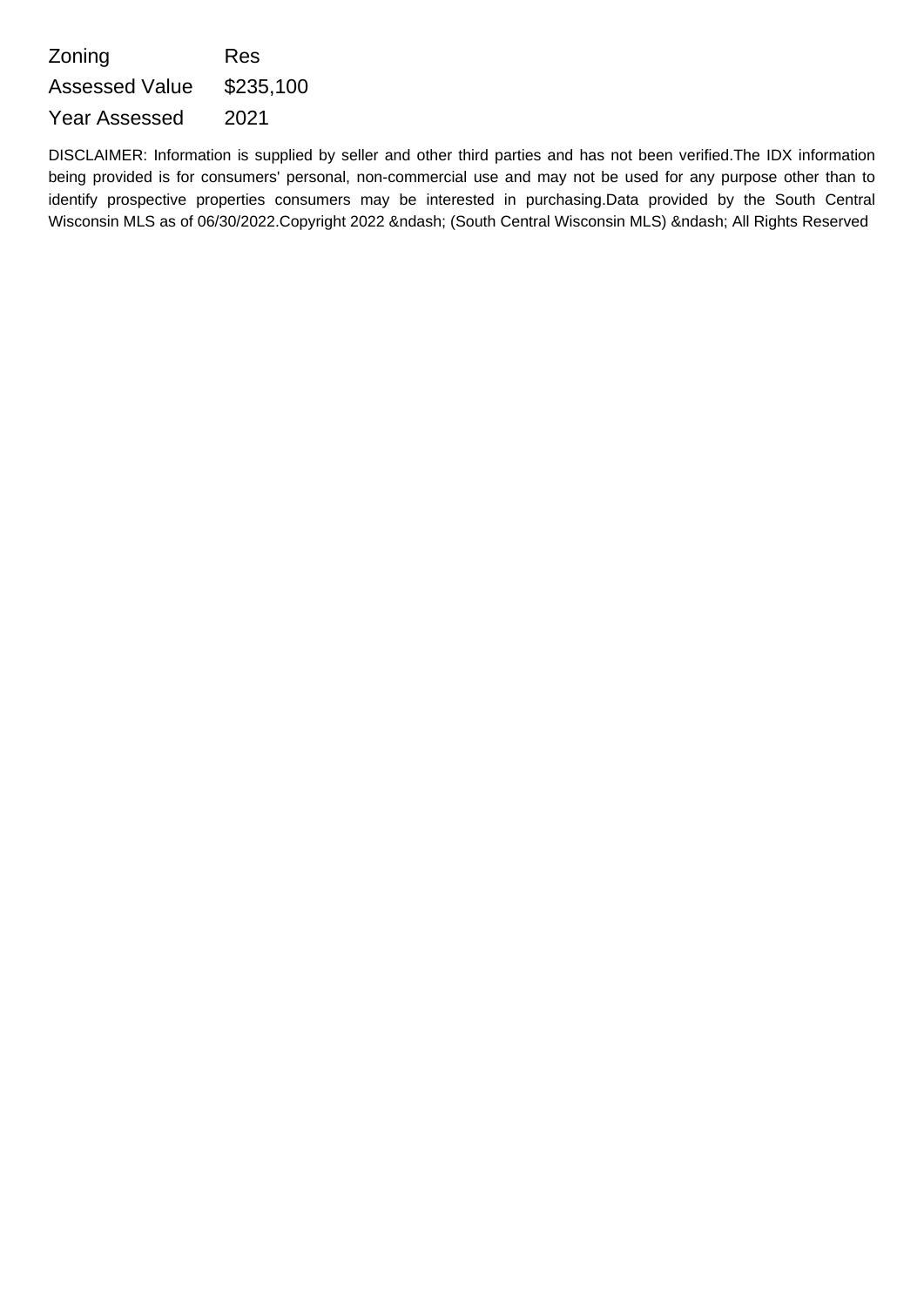| | |
|---|---|
| Zoning | Res |
| Assessed Value | $235,100 |
| Year Assessed | 2021 |

DISCLAIMER: Information is supplied by seller and other third parties and has not been verified.The IDX information being provided is for consumers' personal, non-commercial use and may not be used for any purpose other than to identify prospective properties consumers may be interested in purchasing.Data provided by the South Central Wisconsin MLS as of 06/30/2022.Copyright 2022 &ndash; (South Central Wisconsin MLS) &ndash; All Rights Reserved